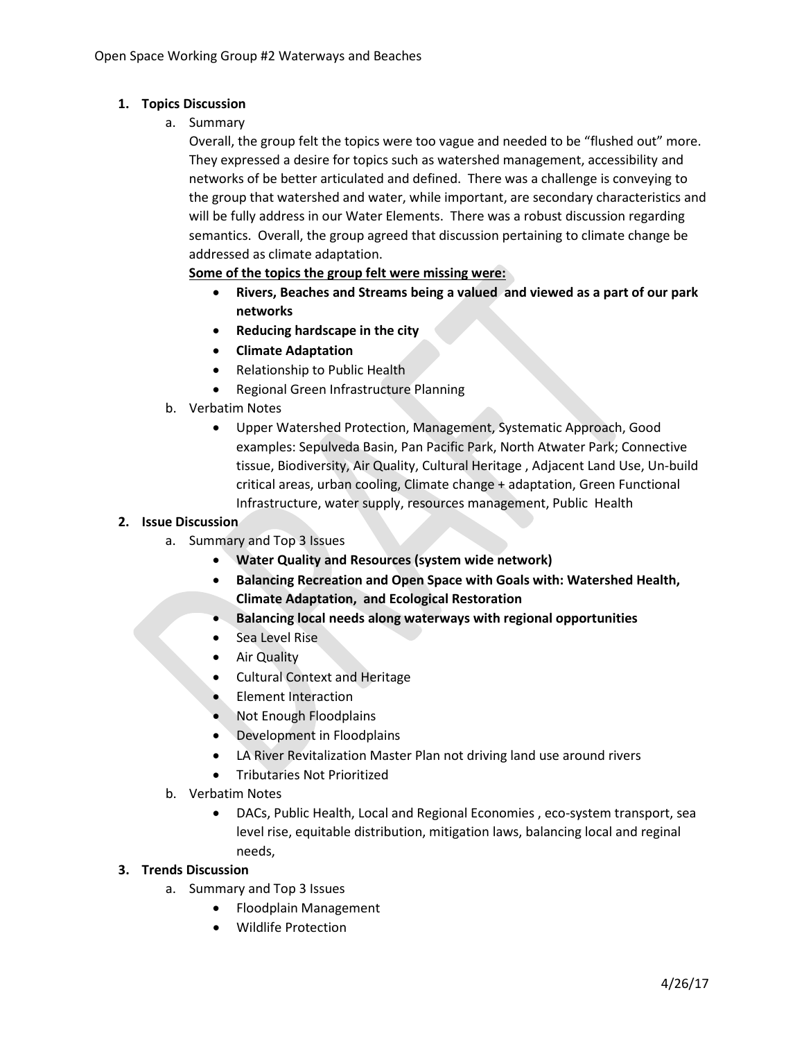Open Space Working Group #2 Waterways and Beaches

1. **Topics Discussion**
   a. Summary

      Overall, the group felt the topics were too vague and needed to be "flushed out" more. They expressed a desire for topics such as watershed management, accessibility and networks of be better articulated and defined. There was a challenge is conveying to the group that watershed and water, while important, are secondary characteristics and will be fully address in our Water Elements. There was a robust discussion regarding semantics. Overall, the group agreed that discussion pertaining to climate change be addressed as climate adaptation.

      **Some of the topics the group felt were missing were:**

      - **Rivers, Beaches and Streams being a valued and viewed as a part of our park networks**
      - **Reducing hardscape in the city**
      - **Climate Adaptation**
      - Relationship to Public Health
      - Regional Green Infrastructure Planning

   b. Verbatim Notes
      - Upper Watershed Protection, Management, Systematic Approach, Good examples: Sepulveda Basin, Pan Pacific Park, North Atwater Park; Connective tissue, Biodiversity, Air Quality, Cultural Heritage , Adjacent Land Use, Un-build critical areas, urban cooling, Climate change + adaptation, Green Functional Infrastructure, water supply, resources management, Public Health

2. **Issue Discussion**
   a. Summary and Top 3 Issues
      - **Water Quality and Resources (system wide network)**
      - **Balancing Recreation and Open Space with Goals with: Watershed Health, Climate Adaptation, and Ecological Restoration**
      - **Balancing local needs along waterways with regional opportunities**
      - Sea Level Rise
      - Air Quality
      - Cultural Context and Heritage
      - Element Interaction
      - Not Enough Floodplains
      - Development in Floodplains
      - LA River Revitalization Master Plan not driving land use around rivers
      - Tributaries Not Prioritized

   b. Verbatim Notes
      - DACs, Public Health, Local and Regional Economies , eco-system transport, sea level rise, equitable distribution, mitigation laws, balancing local and reginal needs,

3. **Trends Discussion**
   a. Summary and Top 3 Issues
      - Floodplain Management
      - Wildlife Protection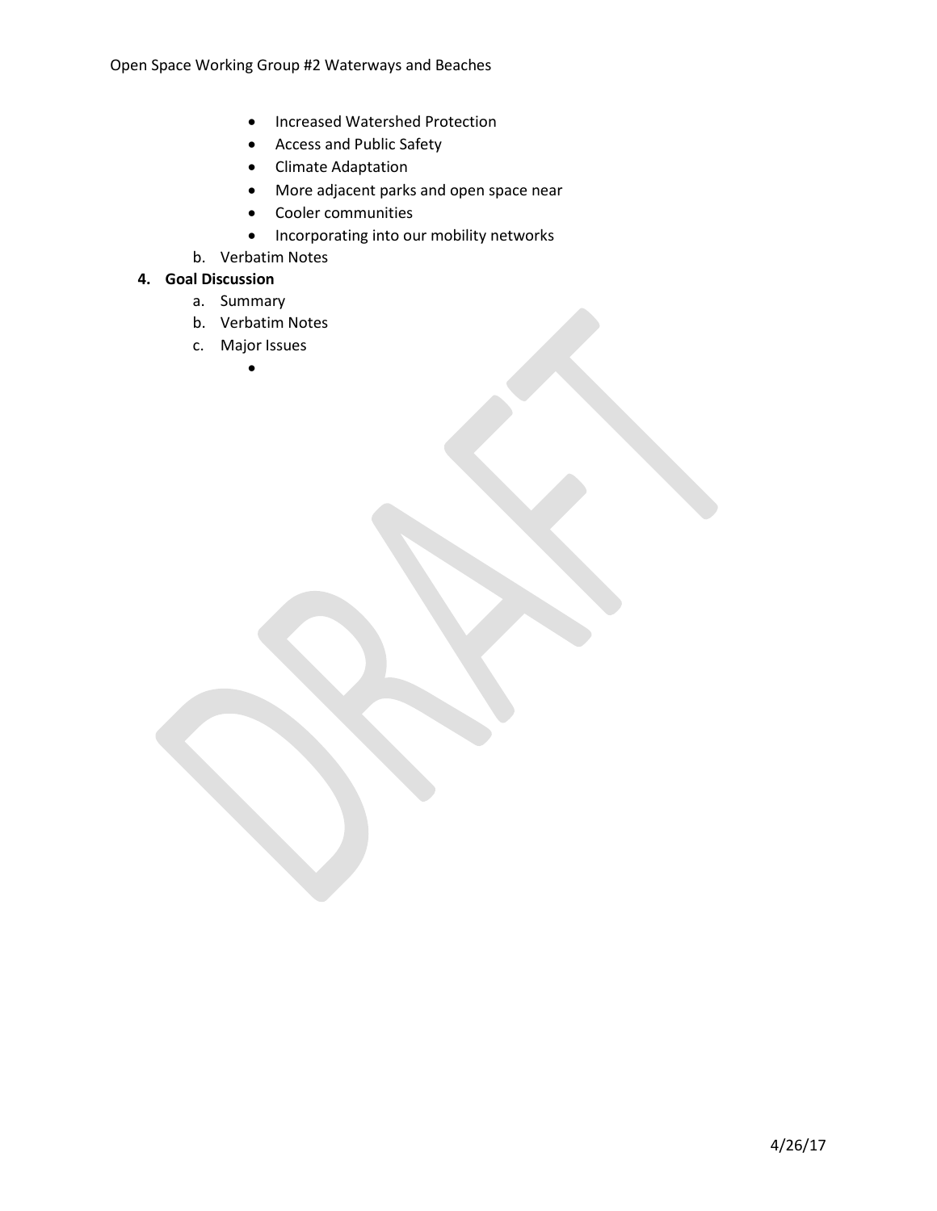- Increased Watershed Protection
- Access and Public Safety
- Climate Adaptation
- More adjacent parks and open space near
- Cooler communities
- Incorporating into our mobility networks

b. Verbatim Notes

**4. Goal Discussion**

a. Summary

b. Verbatim Notes

c. Major Issues

-